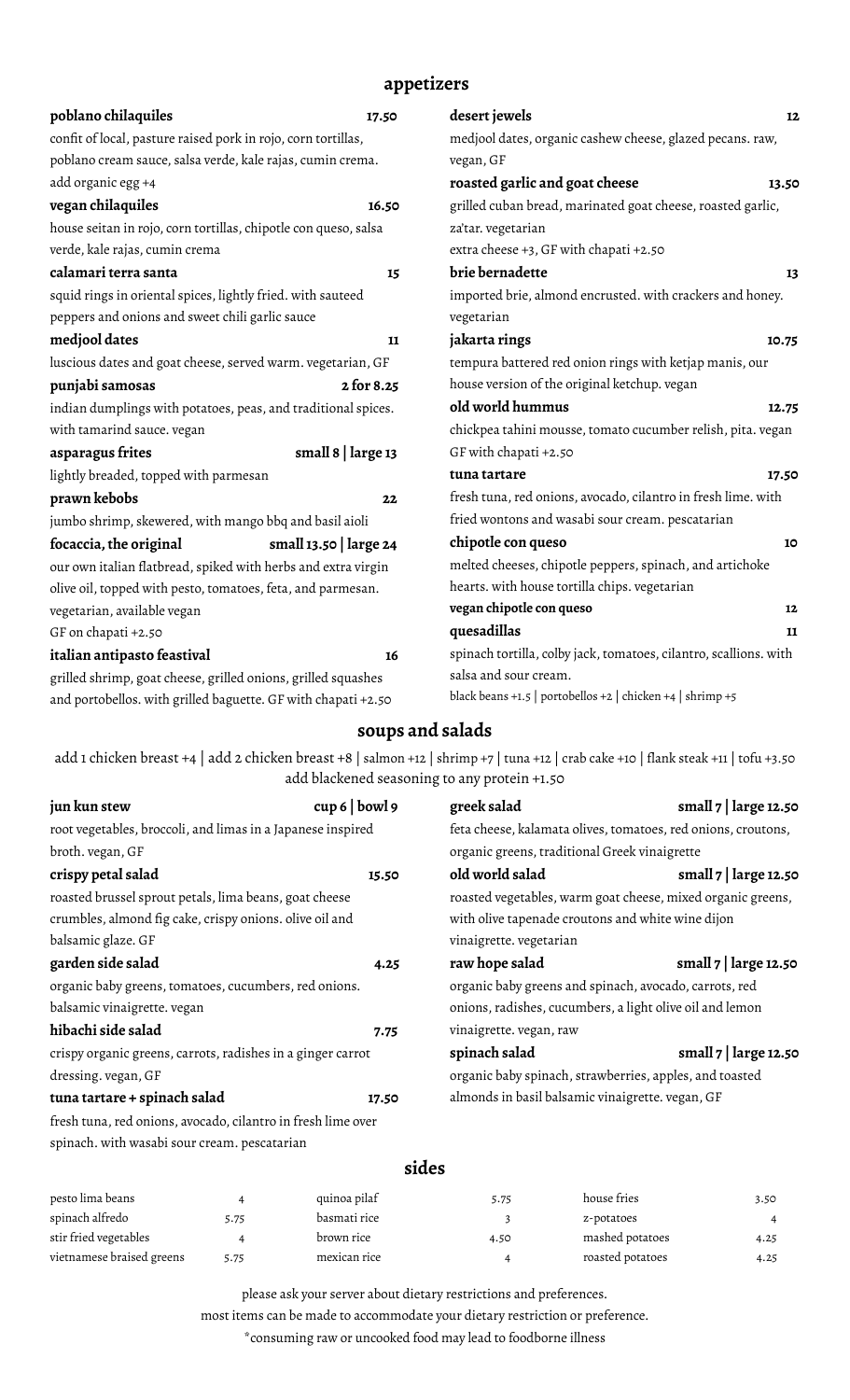## appetizers

**poblano chilaquiles** 17.50
confit of local, pasture raised pork in rojo, corn tortillas, poblano cream sauce, salsa verde, kale rajas, cumin crema.
add organic egg +4

**vegan chilaquiles** 16.50
house seitan in rojo, corn tortillas, chipotle con queso, salsa verde, kale rajas, cumin crema

**calamari terra santa** 15
squid rings in oriental spices, lightly fried. with sauteed peppers and onions and sweet chili garlic sauce

**medjool dates** 11
luscious dates and goat cheese, served warm. vegetarian, GF

**punjabi samosas** 2 for 8.25
indian dumplings with potatoes, peas, and traditional spices. with tamarind sauce. vegan

**asparagus frites** small 8 | large 13
lightly breaded, topped with parmesan

**prawn kebobs** 22
jumbo shrimp, skewered, with mango bbq and basil aioli

**focaccia, the original** small 13.50 | large 24
our own italian flatbread, spiked with herbs and extra virgin olive oil, topped with pesto, tomatoes, feta, and parmesan. vegetarian, available vegan
GF on chapati +2.50

**italian antipasto feastival** 16
grilled shrimp, goat cheese, grilled onions, grilled squashes and portobellos. with grilled baguette. GF with chapati +2.50

**desert jewels** 12
medjool dates, organic cashew cheese, glazed pecans. raw, vegan, GF

**roasted garlic and goat cheese** 13.50
grilled cuban bread, marinated goat cheese, roasted garlic, za'tar. vegetarian
extra cheese +3, GF with chapati +2.50

**brie bernadette** 13
imported brie, almond encrusted. with crackers and honey. vegetarian

**jakarta rings** 10.75
tempura battered red onion rings with ketjap manis, our house version of the original ketchup. vegan

**old world hummus** 12.75
chickpea tahini mousse, tomato cucumber relish, pita. vegan
GF with chapati +2.50

**tuna tartare** 17.50
fresh tuna, red onions, avocado, cilantro in fresh lime. with fried wontons and wasabi sour cream. pescatarian

**chipotle con queso** 10
melted cheeses, chipotle peppers, spinach, and artichoke hearts. with house tortilla chips. vegetarian

**vegan chipotle con queso** 12

**quesadillas** 11
spinach tortilla, colby jack, tomatoes, cilantro, scallions. with salsa and sour cream.
black beans +1.5 | portobellos +2 | chicken +4 | shrimp +5

## soups and salads

add 1 chicken breast +4 | add 2 chicken breast +8 | salmon +12 | shrimp +7 | tuna +12 | crab cake +10 | flank steak +11 | tofu +3.50
add blackened seasoning to any protein +1.50

**jun kun stew** cup 6 | bowl 9
root vegetables, broccoli, and limas in a Japanese inspired broth. vegan, GF

**crispy petal salad** 15.50
roasted brussel sprout petals, lima beans, goat cheese crumbles, almond fig cake, crispy onions. olive oil and balsamic glaze. GF

**garden side salad** 4.25
organic baby greens, tomatoes, cucumbers, red onions. balsamic vinaigrette. vegan

**hibachi side salad** 7.75
crispy organic greens, carrots, radishes in a ginger carrot dressing. vegan, GF

**tuna tartare + spinach salad** 17.50
fresh tuna, red onions, avocado, cilantro in fresh lime over spinach. with wasabi sour cream. pescatarian

**greek salad** small 7 | large 12.50
feta cheese, kalamata olives, tomatoes, red onions, croutons, organic greens, traditional Greek vinaigrette

**old world salad** small 7 | large 12.50
roasted vegetables, warm goat cheese, mixed organic greens, with olive tapenade croutons and white wine dijon vinaigrette. vegetarian

**raw hope salad** small 7 | large 12.50
organic baby greens and spinach, avocado, carrots, red onions, radishes, cucumbers, a light olive oil and lemon vinaigrette. vegan, raw

**spinach salad** small 7 | large 12.50
organic baby spinach, strawberries, apples, and toasted almonds in basil balsamic vinaigrette. vegan, GF

## sides

| | | | | | |
|---|---|---|---|---|---|
| pesto lima beans | 4 | quinoa pilaf | 5.75 | house fries | 3.50 |
| spinach alfredo | 5.75 | basmati rice | 3 | z-potatoes | 4 |
| stir fried vegetables | 4 | brown rice | 4.50 | mashed potatoes | 4.25 |
| vietnamese braised greens | 5.75 | mexican rice | 4 | roasted potatoes | 4.25 |

please ask your server about dietary restrictions and preferences.
most items can be made to accommodate your dietary restriction or preference.
*consuming raw or uncooked food may lead to foodborne illness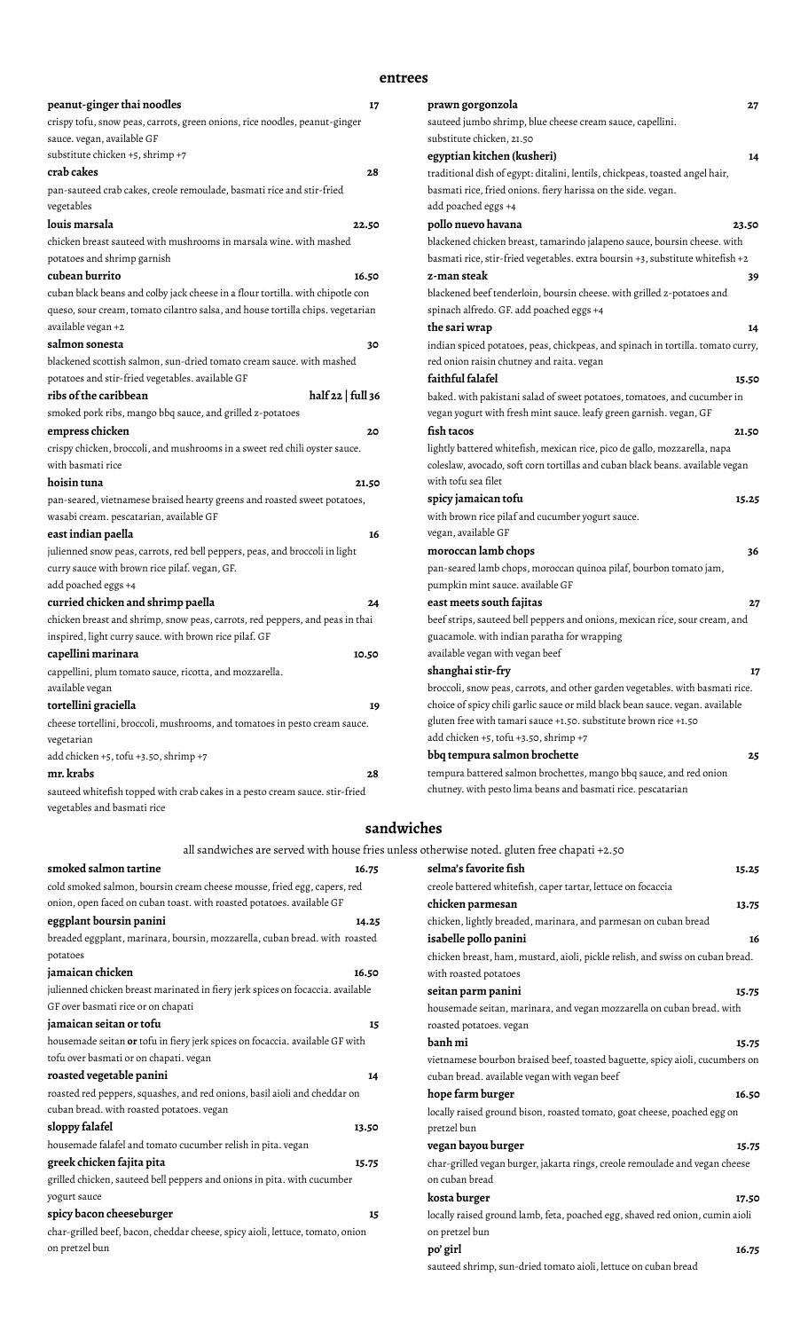## entrees

**peanut-ginger thai noodles** 17
crispy tofu, snow peas, carrots, green onions, rice noodles, peanut-ginger sauce. vegan, available GF
substitute chicken +5, shrimp +7

**crab cakes** 28
pan-sauteed crab cakes, creole remoulade, basmati rice and stir-fried vegetables

**louis marsala** 22.50
chicken breast sauteed with mushrooms in marsala wine. with mashed potatoes and shrimp garnish

**cubean burrito** 16.50
cuban black beans and colby jack cheese in a flour tortilla. with chipotle con queso, sour cream, tomato cilantro salsa, and house tortilla chips. vegetarian
available vegan +2

**salmon sonesta** 30
blackened scottish salmon, sun-dried tomato cream sauce. with mashed potatoes and stir-fried vegetables. available GF

**ribs of the caribbean** half 22 | full 36
smoked pork ribs, mango bbq sauce, and grilled z-potatoes

**empress chicken** 20
crispy chicken, broccoli, and mushrooms in a sweet red chili oyster sauce. with basmati rice

**hoisin tuna** 21.50
pan-seared, vietnamese braised hearty greens and roasted sweet potatoes, wasabi cream. pescatarian, available GF

**east indian paella** 16
julienned snow peas, carrots, red bell peppers, peas, and broccoli in light curry sauce with brown rice pilaf. vegan, GF.
add poached eggs +4

**curried chicken and shrimp paella** 24
chicken breast and shrimp, snow peas, carrots, red peppers, and peas in thai inspired, light curry sauce. with brown rice pilaf. GF

**capellini marinara** 10.50
capellini, plum tomato sauce, ricotta, and mozzarella.
available vegan

**tortellini graciella** 19
cheese tortellini, broccoli, mushrooms, and tomatoes in pesto cream sauce.
vegetarian
add chicken +5, tofu +3.50, shrimp +7

**mr. krabs** 28
sauteed whitefish topped with crab cakes in a pesto cream sauce. stir-fried vegetables and basmati rice

**prawn gorgonzola** 27
sauteed jumbo shrimp, blue cheese cream sauce, capellini.
substitute chicken, 21.50

**egyptian kitchen (kusheri)** 14
traditional dish of egypt: ditalini, lentils, chickpeas, toasted angel hair, basmati rice, fried onions. fiery harissa on the side. vegan.
add poached eggs +4

**pollo nuevo havana** 23.50
blackened chicken breast, tamarindo jalapeno sauce, boursin cheese. with basmati rice, stir-fried vegetables. extra boursin +3, substitute whitefish +2

**z-man steak** 39
blackened beef tenderloin, boursin cheese. with grilled z-potatoes and spinach alfredo. GF. add poached eggs +4

**the sari wrap** 14
indian spiced potatoes, peas, chickpeas, and spinach in tortilla. tomato curry, red onion raisin chutney and raita. vegan

**faithful falafel** 15.50
baked. with pakistani salad of sweet potatoes, tomatoes, and cucumber in vegan yogurt with fresh mint sauce. leafy green garnish. vegan, GF

**fish tacos** 21.50
lightly battered whitefish, mexican rice, pico de gallo, mozzarella, napa coleslaw, avocado, soft corn tortillas and cuban black beans. available vegan with tofu sea filet

**spicy jamaican tofu** 15.25
with brown rice pilaf and cucumber yogurt sauce.
vegan, available GF

**moroccan lamb chops** 36
pan-seared lamb chops, moroccan quinoa pilaf, bourbon tomato jam, pumpkin mint sauce. available GF

**east meets south fajitas** 27
beef strips, sauteed bell peppers and onions, mexican rice, sour cream, and guacamole. with indian paratha for wrapping
available vegan with vegan beef

**shanghai stir-fry** 17
broccoli, snow peas, carrots, and other garden vegetables. with basmati rice. choice of spicy chili garlic sauce or mild black bean sauce. vegan. available gluten free with tamari sauce +1.50. substitute brown rice +1.50
add chicken +5, tofu +3.50, shrimp +7

**bbq tempura salmon brochette** 25
tempura battered salmon brochettes, mango bbq sauce, and red onion chutney. with pesto lima beans and basmati rice. pescatarian

## sandwiches

all sandwiches are served with house fries unless otherwise noted. gluten free chapati +2.50

**smoked salmon tartine** 16.75
cold smoked salmon, boursin cream cheese mousse, fried egg, capers, red onion, open faced on cuban toast. with roasted potatoes. available GF

**eggplant boursin panini** 14.25
breaded eggplant, marinara, boursin, mozzarella, cuban bread. with roasted potatoes

**jamaican chicken** 16.50
julienned chicken breast marinated in fiery jerk spices on focaccia. available GF over basmati rice or on chapati

**jamaican seitan or tofu** 15
housemade seitan **or** tofu in fiery jerk spices on focaccia. available GF with tofu over basmati or on chapati. vegan

**roasted vegetable panini** 14
roasted red peppers, squashes, and red onions, basil aioli and cheddar on cuban bread. with roasted potatoes. vegan

**sloppy falafel** 13.50
housemade falafel and tomato cucumber relish in pita. vegan

**greek chicken fajita pita** 15.75
grilled chicken, sauteed bell peppers and onions in pita. with cucumber yogurt sauce

**spicy bacon cheeseburger** 15
char-grilled beef, bacon, cheddar cheese, spicy aioli, lettuce, tomato, onion on pretzel bun

**selma's favorite fish** 15.25
creole battered whitefish, caper tartar, lettuce on focaccia

**chicken parmesan** 13.75
chicken, lightly breaded, marinara, and parmesan on cuban bread

**isabelle pollo panini** 16
chicken breast, ham, mustard, aioli, pickle relish, and swiss on cuban bread. with roasted potatoes

**seitan parm panini** 15.75
housemade seitan, marinara, and vegan mozzarella on cuban bread. with roasted potatoes. vegan

**banh mi** 15.75
vietnamese bourbon braised beef, toasted baguette, spicy aioli, cucumbers on cuban bread. available vegan with vegan beef

**hope farm burger** 16.50
locally raised ground bison, roasted tomato, goat cheese, poached egg on pretzel bun

**vegan bayou burger** 15.75
char-grilled vegan burger, jakarta rings, creole remoulade and vegan cheese on cuban bread

**kosta burger** 17.50
locally raised ground lamb, feta, poached egg, shaved red onion, cumin aioli on pretzel bun

**po' girl** 16.75
sauteed shrimp, sun-dried tomato aioli, lettuce on cuban bread